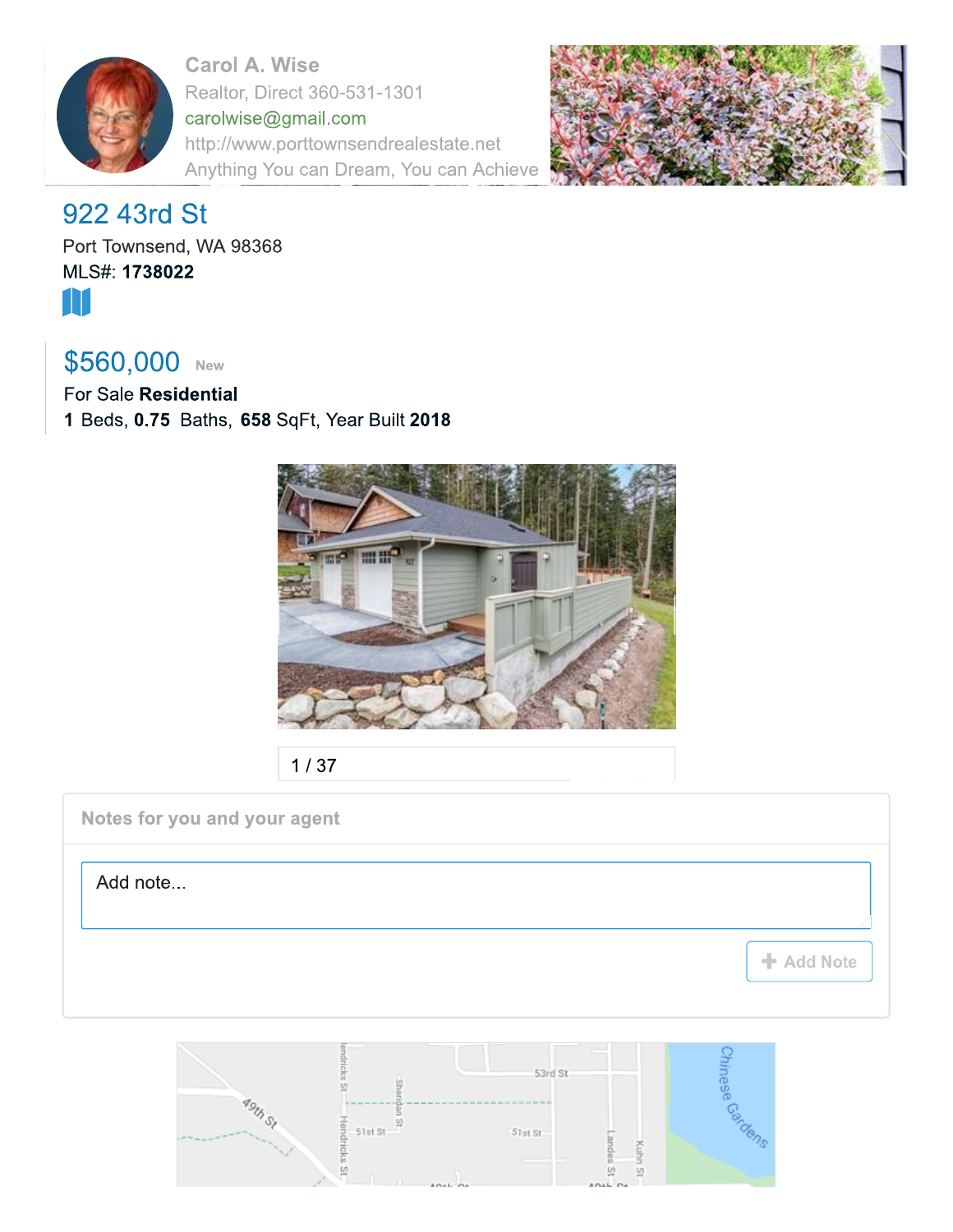Carol A. Wise
Realtor, Direct 360-531-1301
carolwise@gmail.com
http://www.porttownsendrealestate.net
Anything You can Dream, You can Achieve

# 922 43rd St

Port Townsend, WA 98368
MLS#: **1738022**

## $560,000 New

For Sale **Residential**
**1** Beds, **0.75** Baths, **658** SqFt, Year Built **2018**

1 / 37

Notes for you and your agent

Add note...

+ Add Note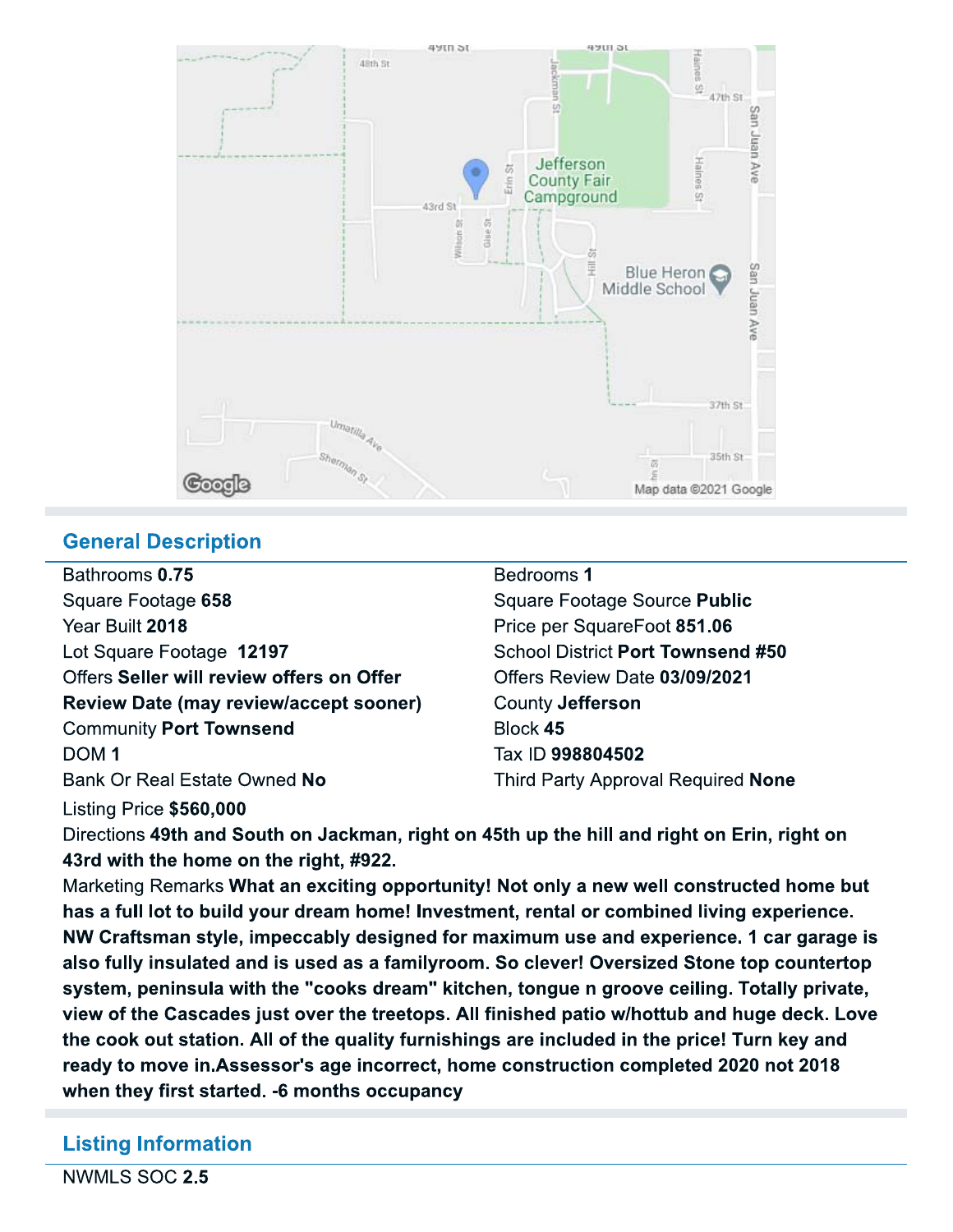## General Description

| | |
|---|---|
| Bathrooms **0.75** | Bedrooms **1** |
| Square Footage **658** | Square Footage Source **Public** |
| Year Built **2018** | Price per SquareFoot **851.06** |
| Lot Square Footage **12197** | School District **Port Townsend #50** |
| Offers **Seller will review offers on Offer Review Date (may review/accept sooner)** | Offers Review Date **03/09/2021** |
| | County **Jefferson** |
| Community **Port Townsend** | Block **45** |
| DOM **1** | Tax ID **998804502** |
| Bank Or Real Estate Owned **No** | Third Party Approval Required **None** |

Listing Price **$560,000**

Directions **49th and South on Jackman, right on 45th up the hill and right on Erin, right on 43rd with the home on the right, #922.**

Marketing Remarks **What an exciting opportunity! Not only a new well constructed home but has a full lot to build your dream home! Investment, rental or combined living experience. NW Craftsman style, impeccably designed for maximum use and experience. 1 car garage is also fully insulated and is used as a familyroom. So clever! Oversized Stone top countertop system, peninsula with the "cooks dream" kitchen, tongue n groove ceiling. Totally private, view of the Cascades just over the treetops. All finished patio w/hottub and huge deck. Love the cook out station. All of the quality furnishings are included in the price! Turn key and ready to move in.Assessor's age incorrect, home construction completed 2020 not 2018 when they first started. -6 months occupancy**

## Listing Information

NWMLS SOC **2.5**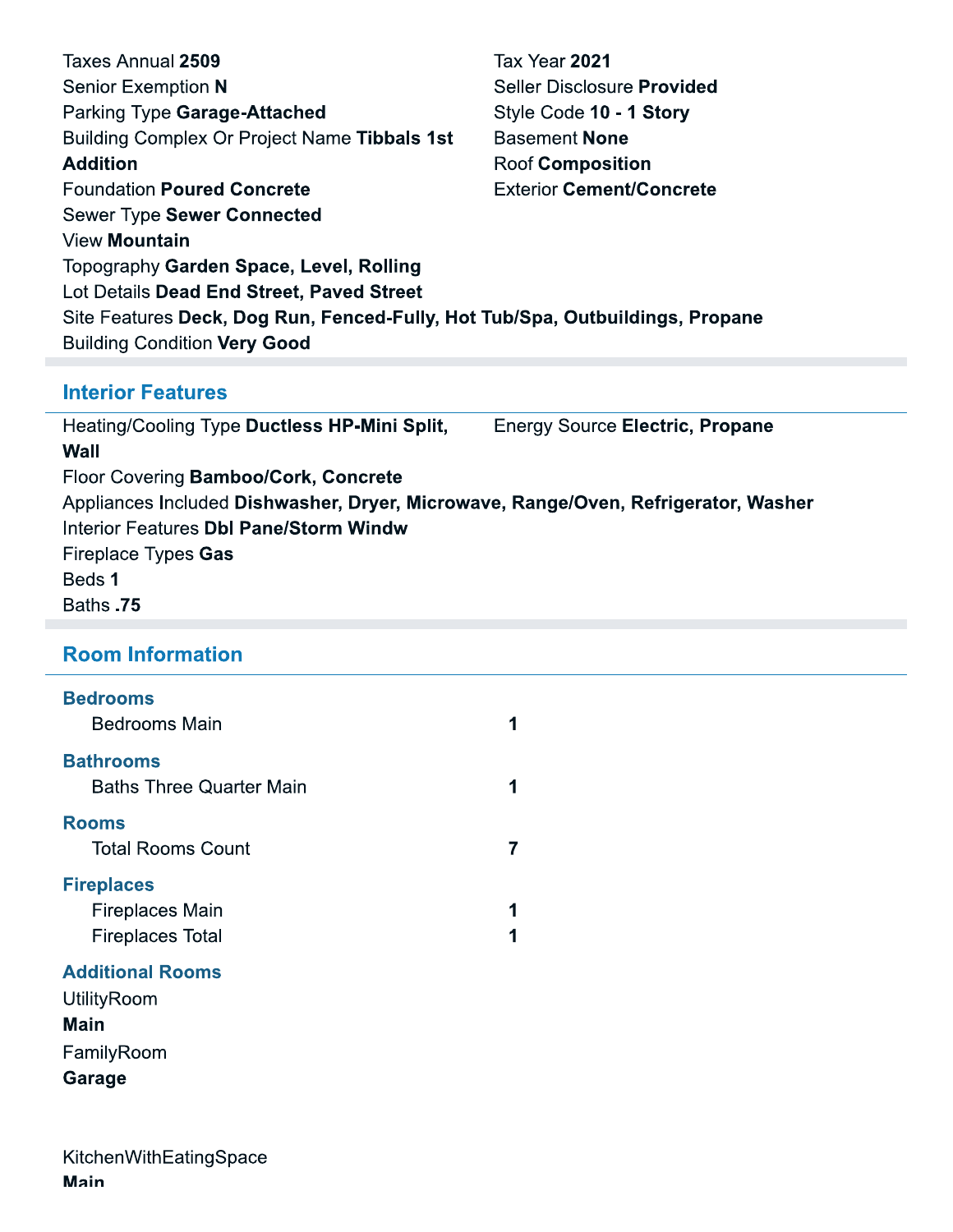Taxes Annual **2509**
Senior Exemption **N**
Parking Type **Garage-Attached**
Building Complex Or Project Name **Tibbals 1st Addition**
Foundation **Poured Concrete**
Sewer Type **Sewer Connected**
View **Mountain**
Topography **Garden Space, Level, Rolling**
Lot Details **Dead End Street, Paved Street**
Site Features **Deck, Dog Run, Fenced-Fully, Hot Tub/Spa, Outbuildings, Propane**
Building Condition **Very Good**

Tax Year **2021**
Seller Disclosure **Provided**
Style Code **10 - 1 Story**
Basement **None**
Roof **Composition**
Exterior **Cement/Concrete**

## Interior Features

Heating/Cooling Type **Ductless HP-Mini Split, Wall**
Energy Source **Electric, Propane**
Floor Covering **Bamboo/Cork, Concrete**
Appliances Included **Dishwasher, Dryer, Microwave, Range/Oven, Refrigerator, Washer**
Interior Features **Dbl Pane/Storm Windw**
Fireplace Types **Gas**
Beds **1**
Baths **.75**

## Room Information

### Bedrooms

| Bedrooms Main | **1** |
|---|---|

### Bathrooms

| Baths Three Quarter Main | **1** |
|---|---|

### Rooms

| Total Rooms Count | **7** |
|---|---|

### Fireplaces

| Fireplaces Main | **1** |
|---|---|
| Fireplaces Total | **1** |

### Additional Rooms

UtilityRoom
**Main**

FamilyRoom
**Garage**

KitchenWithEatingSpace
**Main**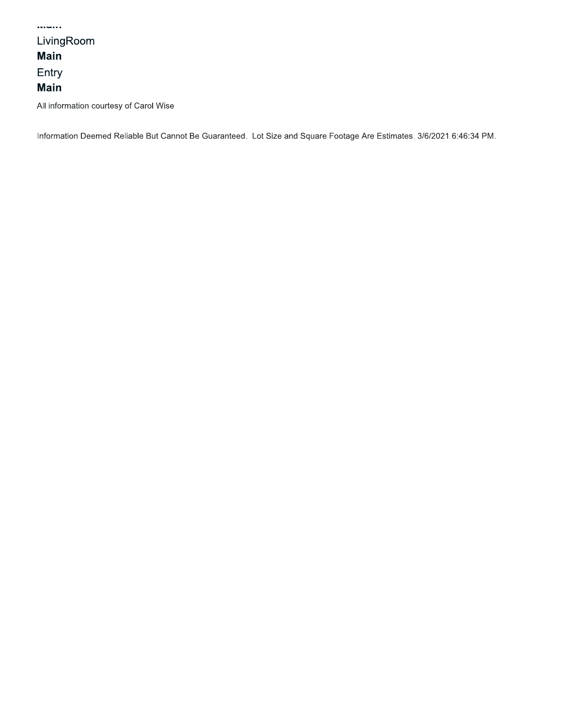**Main**

LivingRoom

**Main**

Entry

**Main**

All information courtesy of Carol Wise

Information Deemed Reliable But Cannot Be Guaranteed. Lot Size and Square Footage Are Estimates. 3/6/2021 6:46:34 PM.